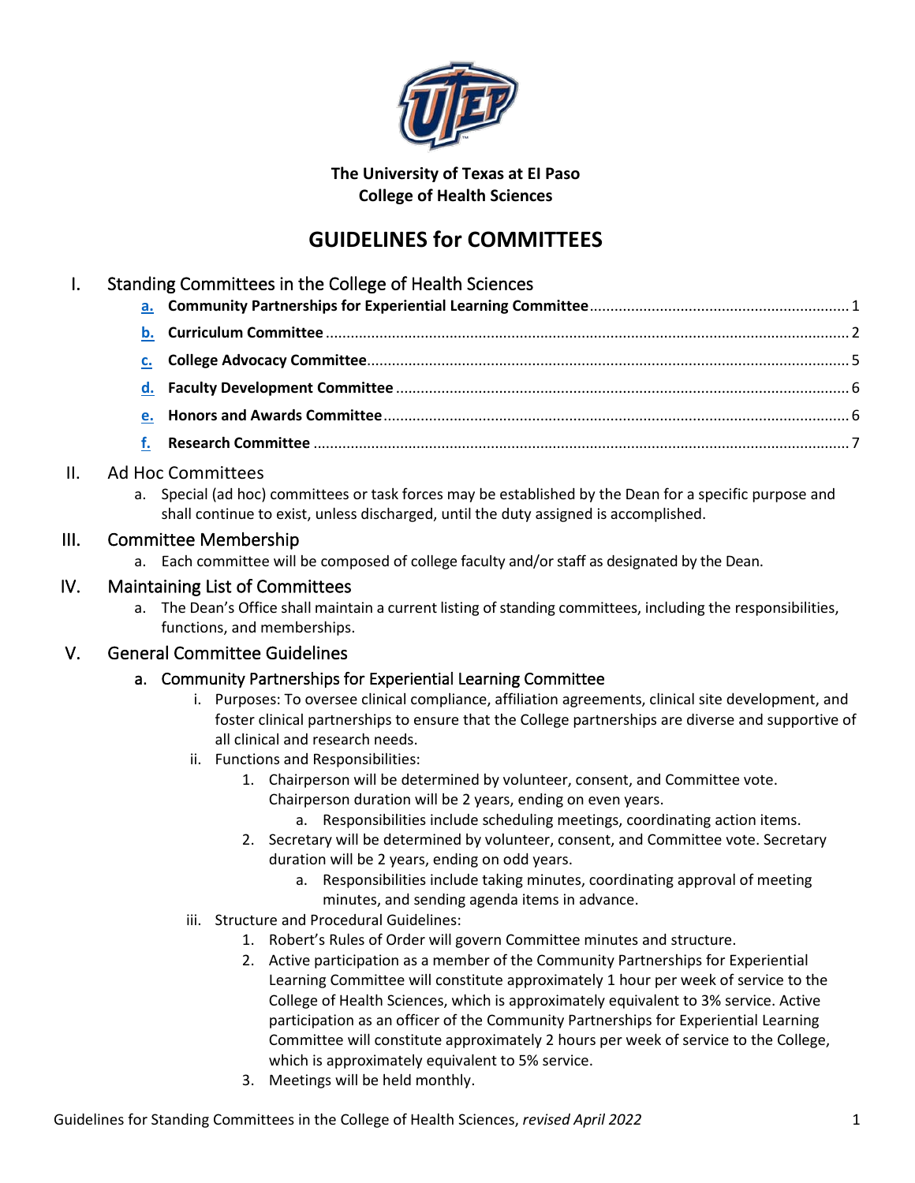**The University of Texas at El Paso**
**College of Health Sciences**

# GUIDELINES for COMMITTEES

## I. Standing Committees in the College of Health Sciences

- a. **Community Partnerships for Experiential Learning Committee** .......... 1
- b. **Curriculum Committee** .......... 2
- c. **College Advocacy Committee** .......... 5
- d. **Faculty Development Committee** .......... 6
- e. **Honors and Awards Committee** .......... 6
- f. **Research Committee** .......... 7

## II. Ad Hoc Committees

a. Special (ad hoc) committees or task forces may be established by the Dean for a specific purpose and shall continue to exist, unless discharged, until the duty assigned is accomplished.

## III. Committee Membership

a. Each committee will be composed of college faculty and/or staff as designated by the Dean.

## IV. Maintaining List of Committees

a. The Dean's Office shall maintain a current listing of standing committees, including the responsibilities, functions, and memberships.

## V. General Committee Guidelines

### a. Community Partnerships for Experiential Learning Committee

i. Purposes: To oversee clinical compliance, affiliation agreements, clinical site development, and foster clinical partnerships to ensure that the College partnerships are diverse and supportive of all clinical and research needs.

ii. Functions and Responsibilities:

1. Chairperson will be determined by volunteer, consent, and Committee vote. Chairperson duration will be 2 years, ending on even years.
   a. Responsibilities include scheduling meetings, coordinating action items.
2. Secretary will be determined by volunteer, consent, and Committee vote. Secretary duration will be 2 years, ending on odd years.
   a. Responsibilities include taking minutes, coordinating approval of meeting minutes, and sending agenda items in advance.

iii. Structure and Procedural Guidelines:

1. Robert's Rules of Order will govern Committee minutes and structure.
2. Active participation as a member of the Community Partnerships for Experiential Learning Committee will constitute approximately 1 hour per week of service to the College of Health Sciences, which is approximately equivalent to 3% service. Active participation as an officer of the Community Partnerships for Experiential Learning Committee will constitute approximately 2 hours per week of service to the College, which is approximately equivalent to 5% service.
3. Meetings will be held monthly.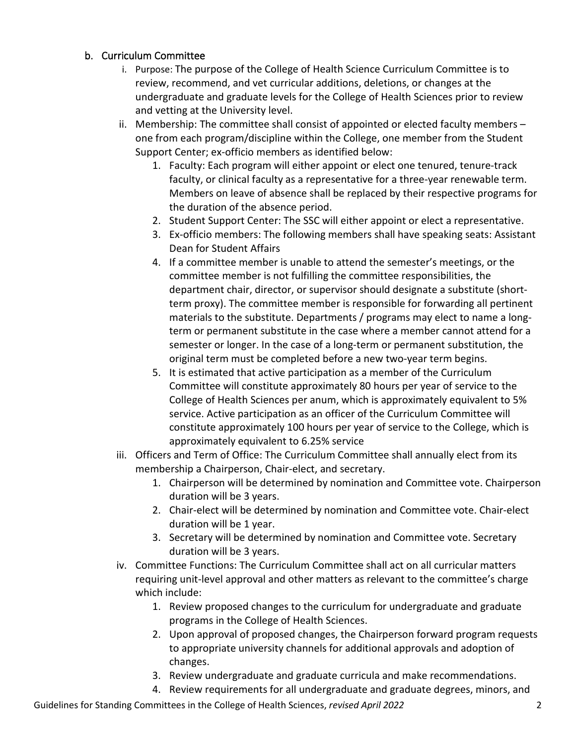## b. Curriculum Committee

i. Purpose: The purpose of the College of Health Science Curriculum Committee is to review, recommend, and vet curricular additions, deletions, or changes at the undergraduate and graduate levels for the College of Health Sciences prior to review and vetting at the University level.

ii. Membership: The committee shall consist of appointed or elected faculty members – one from each program/discipline within the College, one member from the Student Support Center; ex-officio members as identified below:

1. Faculty: Each program will either appoint or elect one tenured, tenure-track faculty, or clinical faculty as a representative for a three-year renewable term. Members on leave of absence shall be replaced by their respective programs for the duration of the absence period.
2. Student Support Center: The SSC will either appoint or elect a representative.
3. Ex-officio members: The following members shall have speaking seats: Assistant Dean for Student Affairs
4. If a committee member is unable to attend the semester's meetings, or the committee member is not fulfilling the committee responsibilities, the department chair, director, or supervisor should designate a substitute (short-term proxy). The committee member is responsible for forwarding all pertinent materials to the substitute. Departments / programs may elect to name a long-term or permanent substitute in the case where a member cannot attend for a semester or longer. In the case of a long-term or permanent substitution, the original term must be completed before a new two-year term begins.
5. It is estimated that active participation as a member of the Curriculum Committee will constitute approximately 80 hours per year of service to the College of Health Sciences per anum, which is approximately equivalent to 5% service. Active participation as an officer of the Curriculum Committee will constitute approximately 100 hours per year of service to the College, which is approximately equivalent to 6.25% service

iii. Officers and Term of Office: The Curriculum Committee shall annually elect from its membership a Chairperson, Chair-elect, and secretary.

1. Chairperson will be determined by nomination and Committee vote. Chairperson duration will be 3 years.
2. Chair-elect will be determined by nomination and Committee vote. Chair-elect duration will be 1 year.
3. Secretary will be determined by nomination and Committee vote. Secretary duration will be 3 years.

iv. Committee Functions: The Curriculum Committee shall act on all curricular matters requiring unit-level approval and other matters as relevant to the committee's charge which include:

1. Review proposed changes to the curriculum for undergraduate and graduate programs in the College of Health Sciences.
2. Upon approval of proposed changes, the Chairperson forward program requests to appropriate university channels for additional approvals and adoption of changes.
3. Review undergraduate and graduate curricula and make recommendations.
4. Review requirements for all undergraduate and graduate degrees, minors, and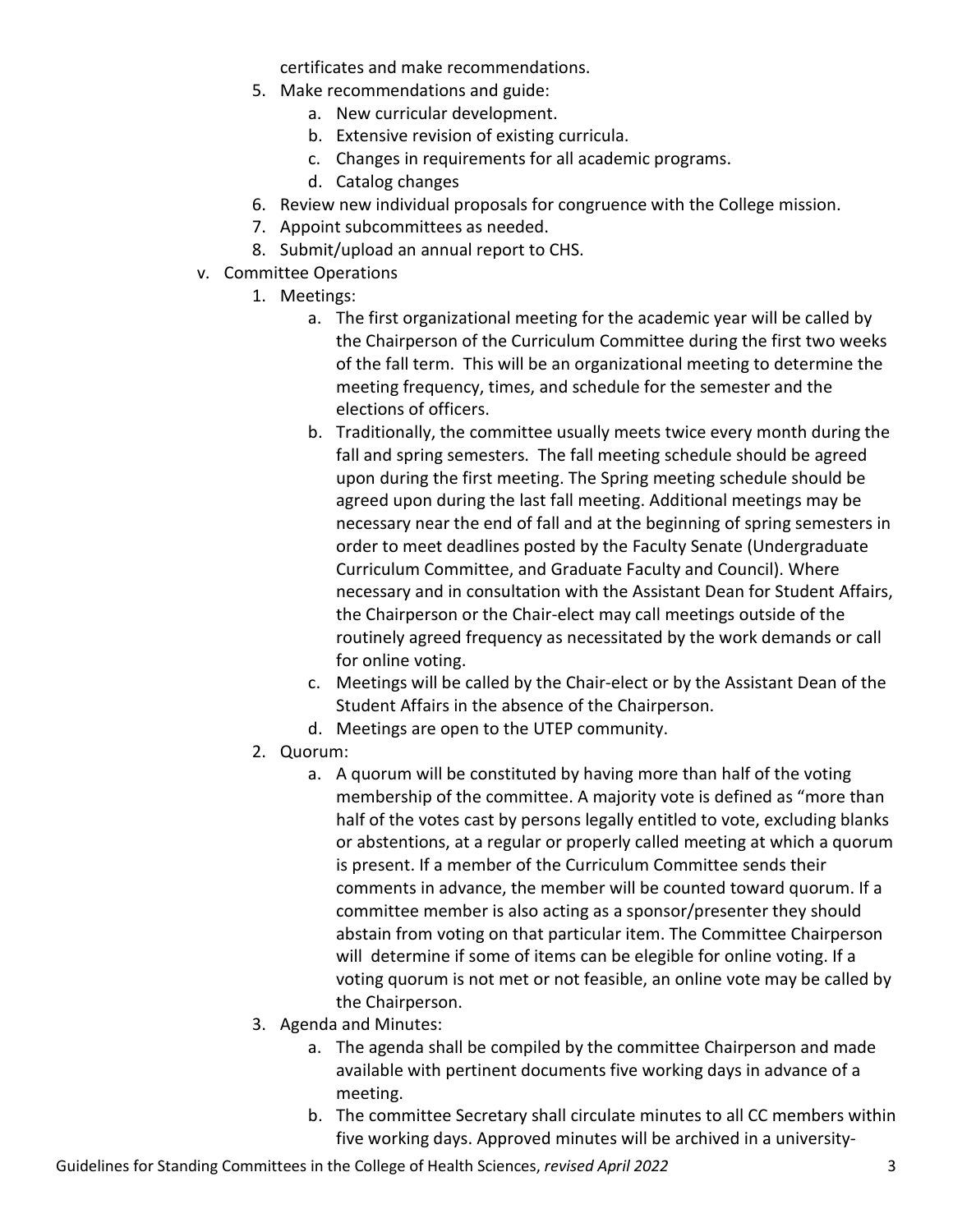certificates and make recommendations.

5. Make recommendations and guide:
    a. New curricular development.
    b. Extensive revision of existing curricula.
    c. Changes in requirements for all academic programs.
    d. Catalog changes
6. Review new individual proposals for congruence with the College mission.
7. Appoint subcommittees as needed.
8. Submit/upload an annual report to CHS.

v. Committee Operations

1. Meetings:
    a. The first organizational meeting for the academic year will be called by the Chairperson of the Curriculum Committee during the first two weeks of the fall term. This will be an organizational meeting to determine the meeting frequency, times, and schedule for the semester and the elections of officers.
    b. Traditionally, the committee usually meets twice every month during the fall and spring semesters. The fall meeting schedule should be agreed upon during the first meeting. The Spring meeting schedule should be agreed upon during the last fall meeting. Additional meetings may be necessary near the end of fall and at the beginning of spring semesters in order to meet deadlines posted by the Faculty Senate (Undergraduate Curriculum Committee, and Graduate Faculty and Council). Where necessary and in consultation with the Assistant Dean for Student Affairs, the Chairperson or the Chair-elect may call meetings outside of the routinely agreed frequency as necessitated by the work demands or call for online voting.
    c. Meetings will be called by the Chair-elect or by the Assistant Dean of the Student Affairs in the absence of the Chairperson.
    d. Meetings are open to the UTEP community.
2. Quorum:
    a. A quorum will be constituted by having more than half of the voting membership of the committee. A majority vote is defined as "more than half of the votes cast by persons legally entitled to vote, excluding blanks or abstentions, at a regular or properly called meeting at which a quorum is present. If a member of the Curriculum Committee sends their comments in advance, the member will be counted toward quorum. If a committee member is also acting as a sponsor/presenter they should abstain from voting on that particular item. The Committee Chairperson will determine if some of items can be elegible for online voting. If a voting quorum is not met or not feasible, an online vote may be called by the Chairperson.
3. Agenda and Minutes:
    a. The agenda shall be compiled by the committee Chairperson and made available with pertinent documents five working days in advance of a meeting.
    b. The committee Secretary shall circulate minutes to all CC members within five working days. Approved minutes will be archived in a university-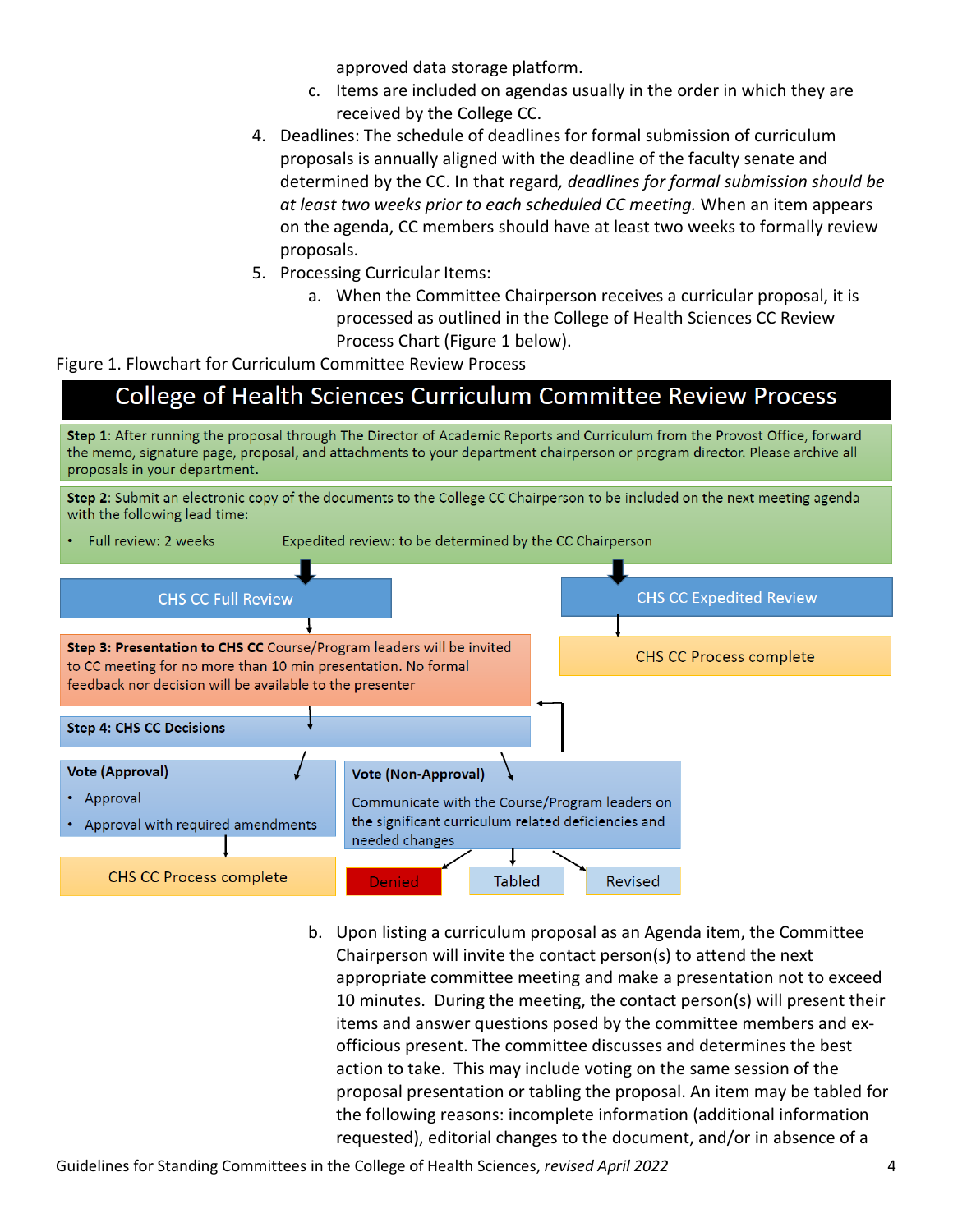approved data storage platform.

   c. Items are included on agendas usually in the order in which they are received by the College CC.

4. Deadlines: The schedule of deadlines for formal submission of curriculum proposals is annually aligned with the deadline of the faculty senate and determined by the CC. In that regard, *deadlines for formal submission should be at least two weeks prior to each scheduled CC meeting.* When an item appears on the agenda, CC members should have at least two weeks to formally review proposals.

5. Processing Curricular Items:

   a. When the Committee Chairperson receives a curricular proposal, it is processed as outlined in the College of Health Sciences CC Review Process Chart (Figure 1 below).

Figure 1. Flowchart for Curriculum Committee Review Process

**College of Health Sciences Curriculum Committee Review Process**

**Step 1**: After running the proposal through The Director of Academic Reports and Curriculum from the Provost Office, forward the memo, signature page, proposal, and attachments to your department chairperson or program director. Please archive all proposals in your department.

**Step 2**: Submit an electronic copy of the documents to the College CC Chairperson to be included on the next meeting agenda with the following lead time:

- Full review: 2 weeks
- Expedited review: to be determined by the CC Chairperson

CHS CC Full Review

**Step 3: Presentation to CHS CC** Course/Program leaders will be invited to CC meeting for no more than 10 min presentation. No formal feedback nor decision will be available to the presenter

**Step 4: CHS CC Decisions**

**Vote (Approval)**

- Approval
- Approval with required amendments

CHS CC Process complete

**Vote (Non-Approval)**

Communicate with the Course/Program leaders on the significant curriculum related deficiencies and needed changes

Denied | Tabled | Revised

CHS CC Expedited Review

CHS CC Process complete

   b. Upon listing a curriculum proposal as an Agenda item, the Committee Chairperson will invite the contact person(s) to attend the next appropriate committee meeting and make a presentation not to exceed 10 minutes. During the meeting, the contact person(s) will present their items and answer questions posed by the committee members and ex-officious present. The committee discusses and determines the best action to take. This may include voting on the same session of the proposal presentation or tabling the proposal. An item may be tabled for the following reasons: incomplete information (additional information requested), editorial changes to the document, and/or in absence of a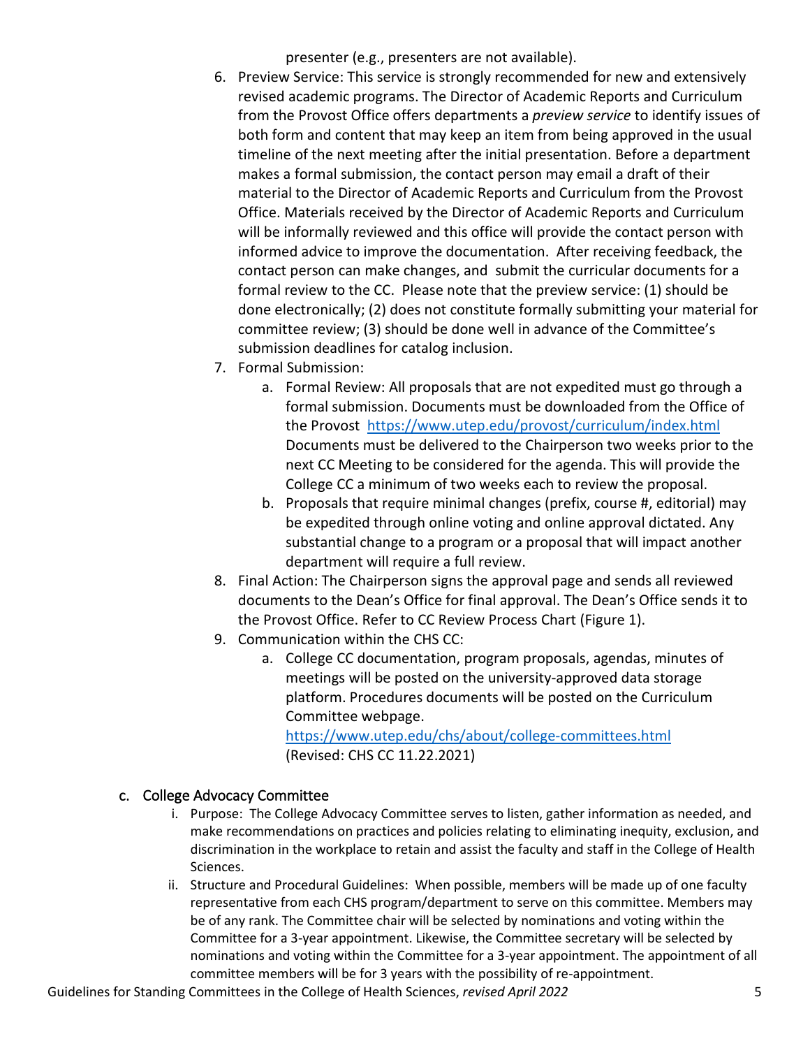presenter (e.g., presenters are not available).

6. Preview Service: This service is strongly recommended for new and extensively revised academic programs. The Director of Academic Reports and Curriculum from the Provost Office offers departments a *preview service* to identify issues of both form and content that may keep an item from being approved in the usual timeline of the next meeting after the initial presentation. Before a department makes a formal submission, the contact person may email a draft of their material to the Director of Academic Reports and Curriculum from the Provost Office. Materials received by the Director of Academic Reports and Curriculum will be informally reviewed and this office will provide the contact person with informed advice to improve the documentation. After receiving feedback, the contact person can make changes, and submit the curricular documents for a formal review to the CC. Please note that the preview service: (1) should be done electronically; (2) does not constitute formally submitting your material for committee review; (3) should be done well in advance of the Committee's submission deadlines for catalog inclusion.
7. Formal Submission:
   a. Formal Review: All proposals that are not expedited must go through a formal submission. Documents must be downloaded from the Office of the Provost [https://www.utep.edu/provost/curriculum/index.html](https://www.utep.edu/provost/curriculum/index.html) Documents must be delivered to the Chairperson two weeks prior to the next CC Meeting to be considered for the agenda. This will provide the College CC a minimum of two weeks each to review the proposal.
   b. Proposals that require minimal changes (prefix, course #, editorial) may be expedited through online voting and online approval dictated. Any substantial change to a program or a proposal that will impact another department will require a full review.
8. Final Action: The Chairperson signs the approval page and sends all reviewed documents to the Dean's Office for final approval. The Dean's Office sends it to the Provost Office. Refer to CC Review Process Chart (Figure 1).
9. Communication within the CHS CC:
   a. College CC documentation, program proposals, agendas, minutes of meetings will be posted on the university-approved data storage platform. Procedures documents will be posted on the Curriculum Committee webpage. [https://www.utep.edu/chs/about/college-committees.html](https://www.utep.edu/chs/about/college-committees.html) (Revised: CHS CC 11.22.2021)

### c. College Advocacy Committee

i. Purpose: The College Advocacy Committee serves to listen, gather information as needed, and make recommendations on practices and policies relating to eliminating inequity, exclusion, and discrimination in the workplace to retain and assist the faculty and staff in the College of Health Sciences.

ii. Structure and Procedural Guidelines: When possible, members will be made up of one faculty representative from each CHS program/department to serve on this committee. Members may be of any rank. The Committee chair will be selected by nominations and voting within the Committee for a 3-year appointment. Likewise, the Committee secretary will be selected by nominations and voting within the Committee for a 3-year appointment. The appointment of all committee members will be for 3 years with the possibility of re-appointment.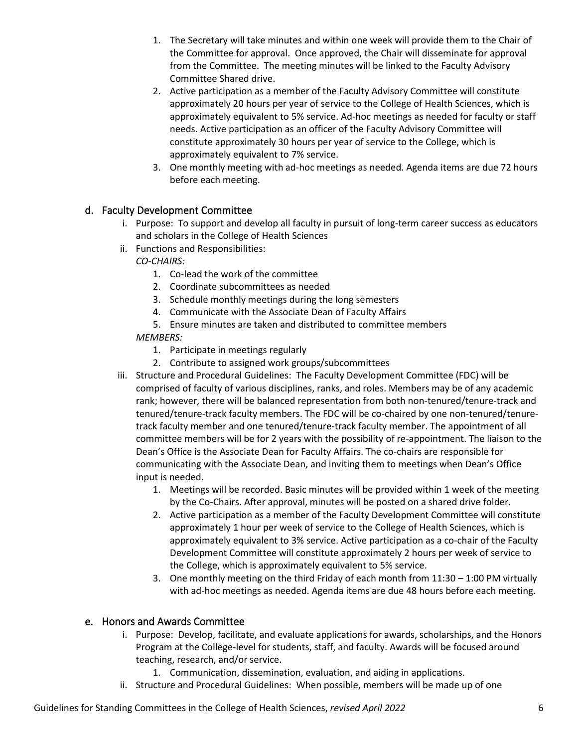1. The Secretary will take minutes and within one week will provide them to the Chair of the Committee for approval. Once approved, the Chair will disseminate for approval from the Committee. The meeting minutes will be linked to the Faculty Advisory Committee Shared drive.
2. Active participation as a member of the Faculty Advisory Committee will constitute approximately 20 hours per year of service to the College of Health Sciences, which is approximately equivalent to 5% service. Ad-hoc meetings as needed for faculty or staff needs. Active participation as an officer of the Faculty Advisory Committee will constitute approximately 30 hours per year of service to the College, which is approximately equivalent to 7% service.
3. One monthly meeting with ad-hoc meetings as needed. Agenda items are due 72 hours before each meeting.

## d. Faculty Development Committee

i. Purpose: To support and develop all faculty in pursuit of long-term career success as educators and scholars in the College of Health Sciences

ii. Functions and Responsibilities:

*CO-CHAIRS:*

1. Co-lead the work of the committee
2. Coordinate subcommittees as needed
3. Schedule monthly meetings during the long semesters
4. Communicate with the Associate Dean of Faculty Affairs
5. Ensure minutes are taken and distributed to committee members

*MEMBERS:*

1. Participate in meetings regularly
2. Contribute to assigned work groups/subcommittees

iii. Structure and Procedural Guidelines: The Faculty Development Committee (FDC) will be comprised of faculty of various disciplines, ranks, and roles. Members may be of any academic rank; however, there will be balanced representation from both non-tenured/tenure-track and tenured/tenure-track faculty members. The FDC will be co-chaired by one non-tenured/tenure-track faculty member and one tenured/tenure-track faculty member. The appointment of all committee members will be for 2 years with the possibility of re-appointment. The liaison to the Dean's Office is the Associate Dean for Faculty Affairs. The co-chairs are responsible for communicating with the Associate Dean, and inviting them to meetings when Dean's Office input is needed.

1. Meetings will be recorded. Basic minutes will be provided within 1 week of the meeting by the Co-Chairs. After approval, minutes will be posted on a shared drive folder.
2. Active participation as a member of the Faculty Development Committee will constitute approximately 1 hour per week of service to the College of Health Sciences, which is approximately equivalent to 3% service. Active participation as a co-chair of the Faculty Development Committee will constitute approximately 2 hours per week of service to the College, which is approximately equivalent to 5% service.
3. One monthly meeting on the third Friday of each month from 11:30 – 1:00 PM virtually with ad-hoc meetings as needed. Agenda items are due 48 hours before each meeting.

## e. Honors and Awards Committee

i. Purpose: Develop, facilitate, and evaluate applications for awards, scholarships, and the Honors Program at the College-level for students, staff, and faculty. Awards will be focused around teaching, research, and/or service.

1. Communication, dissemination, evaluation, and aiding in applications.

ii. Structure and Procedural Guidelines: When possible, members will be made up of one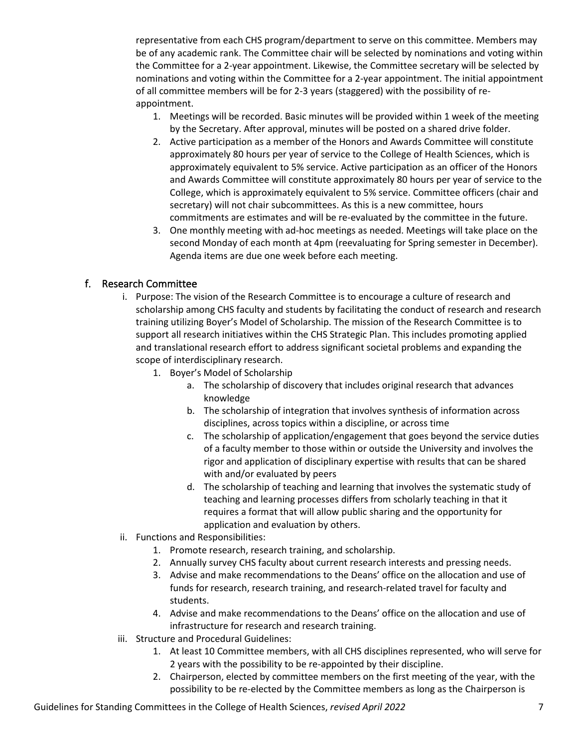representative from each CHS program/department to serve on this committee. Members may be of any academic rank. The Committee chair will be selected by nominations and voting within the Committee for a 2-year appointment. Likewise, the Committee secretary will be selected by nominations and voting within the Committee for a 2-year appointment. The initial appointment of all committee members will be for 2-3 years (staggered) with the possibility of re-appointment.

1. Meetings will be recorded. Basic minutes will be provided within 1 week of the meeting by the Secretary. After approval, minutes will be posted on a shared drive folder.
2. Active participation as a member of the Honors and Awards Committee will constitute approximately 80 hours per year of service to the College of Health Sciences, which is approximately equivalent to 5% service. Active participation as an officer of the Honors and Awards Committee will constitute approximately 80 hours per year of service to the College, which is approximately equivalent to 5% service. Committee officers (chair and secretary) will not chair subcommittees. As this is a new committee, hours commitments are estimates and will be re-evaluated by the committee in the future.
3. One monthly meeting with ad-hoc meetings as needed. Meetings will take place on the second Monday of each month at 4pm (reevaluating for Spring semester in December). Agenda items are due one week before each meeting.

## f. Research Committee

i. Purpose: The vision of the Research Committee is to encourage a culture of research and scholarship among CHS faculty and students by facilitating the conduct of research and research training utilizing Boyer's Model of Scholarship. The mission of the Research Committee is to support all research initiatives within the CHS Strategic Plan. This includes promoting applied and translational research effort to address significant societal problems and expanding the scope of interdisciplinary research.

   1. Boyer's Model of Scholarship
      a. The scholarship of discovery that includes original research that advances knowledge
      b. The scholarship of integration that involves synthesis of information across disciplines, across topics within a discipline, or across time
      c. The scholarship of application/engagement that goes beyond the service duties of a faculty member to those within or outside the University and involves the rigor and application of disciplinary expertise with results that can be shared with and/or evaluated by peers
      d. The scholarship of teaching and learning that involves the systematic study of teaching and learning processes differs from scholarly teaching in that it requires a format that will allow public sharing and the opportunity for application and evaluation by others.

ii. Functions and Responsibilities:

   1. Promote research, research training, and scholarship.
   2. Annually survey CHS faculty about current research interests and pressing needs.
   3. Advise and make recommendations to the Deans' office on the allocation and use of funds for research, research training, and research-related travel for faculty and students.
   4. Advise and make recommendations to the Deans' office on the allocation and use of infrastructure for research and research training.

iii. Structure and Procedural Guidelines:

   1. At least 10 Committee members, with all CHS disciplines represented, who will serve for 2 years with the possibility to be re-appointed by their discipline.
   2. Chairperson, elected by committee members on the first meeting of the year, with the possibility to be re-elected by the Committee members as long as the Chairperson is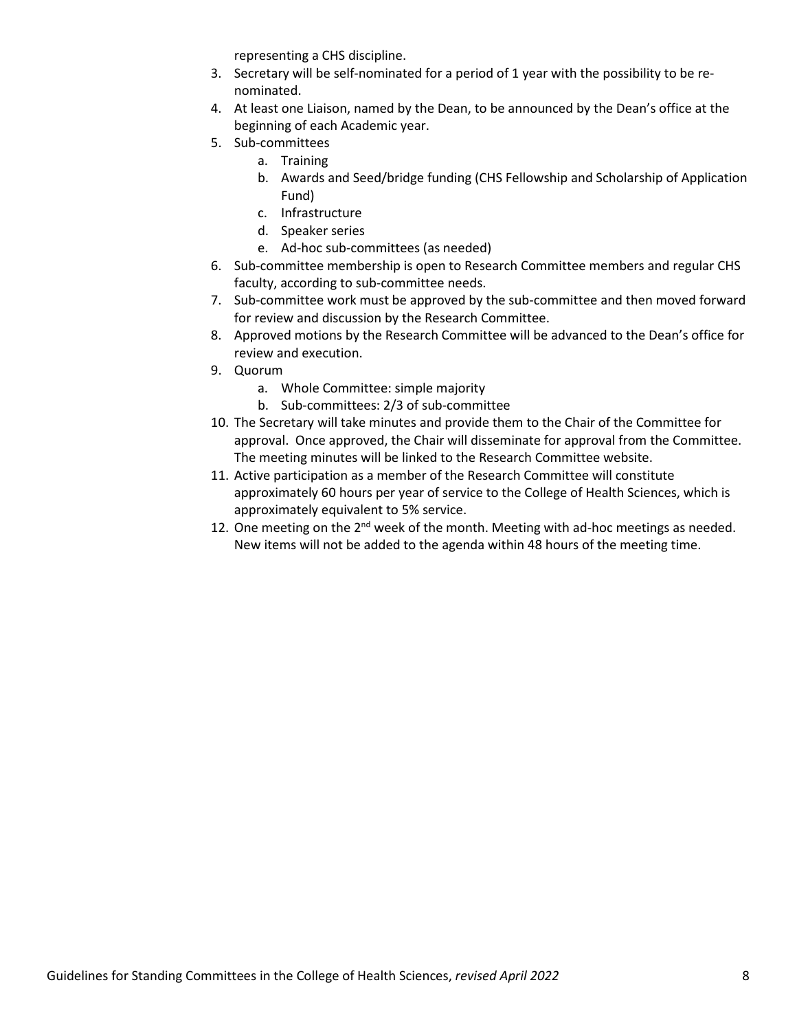representing a CHS discipline.

3. Secretary will be self-nominated for a period of 1 year with the possibility to be re-nominated.
4. At least one Liaison, named by the Dean, to be announced by the Dean's office at the beginning of each Academic year.
5. Sub-committees
   a. Training
   b. Awards and Seed/bridge funding (CHS Fellowship and Scholarship of Application Fund)
   c. Infrastructure
   d. Speaker series
   e. Ad-hoc sub-committees (as needed)
6. Sub-committee membership is open to Research Committee members and regular CHS faculty, according to sub-committee needs.
7. Sub-committee work must be approved by the sub-committee and then moved forward for review and discussion by the Research Committee.
8. Approved motions by the Research Committee will be advanced to the Dean's office for review and execution.
9. Quorum
   a. Whole Committee: simple majority
   b. Sub-committees: 2/3 of sub-committee
10. The Secretary will take minutes and provide them to the Chair of the Committee for approval. Once approved, the Chair will disseminate for approval from the Committee. The meeting minutes will be linked to the Research Committee website.
11. Active participation as a member of the Research Committee will constitute approximately 60 hours per year of service to the College of Health Sciences, which is approximately equivalent to 5% service.
12. One meeting on the 2nd week of the month. Meeting with ad-hoc meetings as needed. New items will not be added to the agenda within 48 hours of the meeting time.